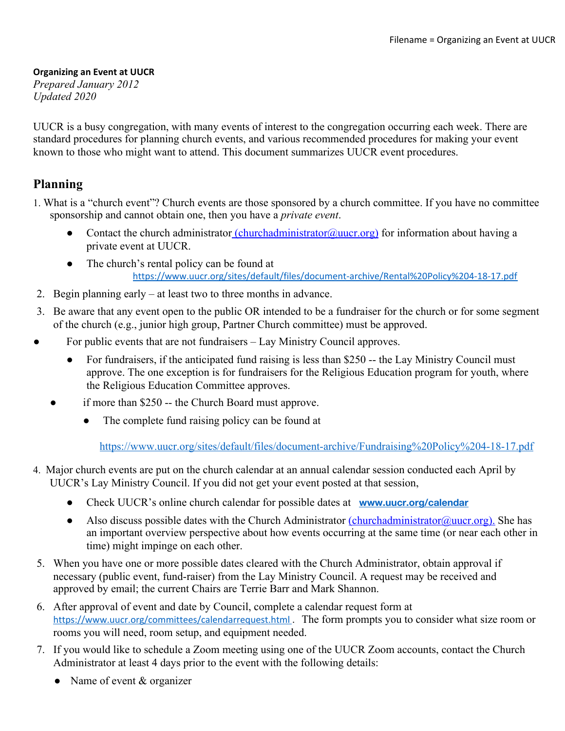Filename = Organizing an Event at UUCR

**Organizing an Event at UUCR**
*Prepared January 2012*
*Updated 2020*

UUCR is a busy congregation, with many events of interest to the congregation occurring each week. There are standard procedures for planning church events, and various recommended procedures for making your event known to those who might want to attend. This document summarizes UUCR event procedures.

## Planning

1. What is a "church event"? Church events are those sponsored by a church committee. If you have no committee sponsorship and cannot obtain one, then you have a *private event*.
   - Contact the church administrator (churchadministrator@uucr.org) for information about having a private event at UUCR.
   - The church's rental policy can be found at https://www.uucr.org/sites/default/files/document-archive/Rental%20Policy%204-18-17.pdf
2. Begin planning early – at least two to three months in advance.
3. Be aware that any event open to the public OR intended to be a fundraiser for the church or for some segment of the church (e.g., junior high group, Partner Church committee) must be approved.

- For public events that are not fundraisers – Lay Ministry Council approves.
  - For fundraisers, if the anticipated fund raising is less than $250 -- the Lay Ministry Council must approve. The one exception is for fundraisers for the Religious Education program for youth, where the Religious Education Committee approves.
  - if more than $250 -- the Church Board must approve.
    - The complete fund raising policy can be found at

      https://www.uucr.org/sites/default/files/document-archive/Fundraising%20Policy%204-18-17.pdf

4. Major church events are put on the church calendar at an annual calendar session conducted each April by UUCR's Lay Ministry Council. If you did not get your event posted at that session,
   - Check UUCR's online church calendar for possible dates at **www.uucr.org/calendar**
   - Also discuss possible dates with the Church Administrator (churchadministrator@uucr.org). She has an important overview perspective about how events occurring at the same time (or near each other in time) might impinge on each other.
5. When you have one or more possible dates cleared with the Church Administrator, obtain approval if necessary (public event, fund-raiser) from the Lay Ministry Council. A request may be received and approved by email; the current Chairs are Terrie Barr and Mark Shannon.
6. After approval of event and date by Council, complete a calendar request form at https://www.uucr.org/committees/calendarrequest.html. The form prompts you to consider what size room or rooms you will need, room setup, and equipment needed.
7. If you would like to schedule a Zoom meeting using one of the UUCR Zoom accounts, contact the Church Administrator at least 4 days prior to the event with the following details:
   - Name of event & organizer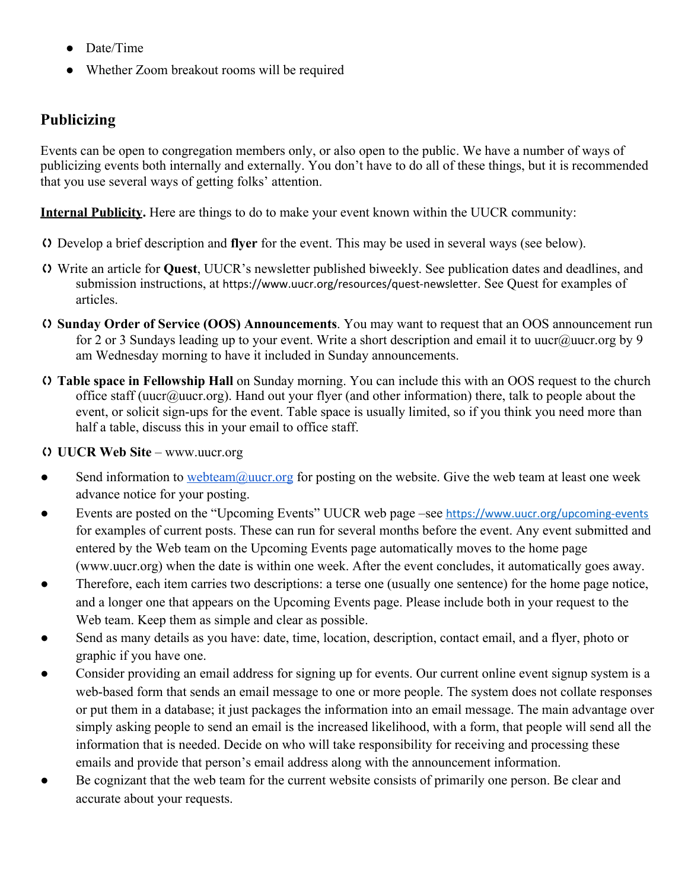- Date/Time
- Whether Zoom breakout rooms will be required

## Publicizing

Events can be open to congregation members only, or also open to the public. We have a number of ways of publicizing events both internally and externally. You don't have to do all of these things, but it is recommended that you use several ways of getting folks' attention.

**Internal Publicity.** Here are things to do to make your event known within the UUCR community:

- Develop a brief description and **flyer** for the event. This may be used in several ways (see below).
- Write an article for **Quest**, UUCR's newsletter published biweekly. See publication dates and deadlines, and submission instructions, at https://www.uucr.org/resources/quest-newsletter. See Quest for examples of articles.
- **Sunday Order of Service (OOS) Announcements**. You may want to request that an OOS announcement run for 2 or 3 Sundays leading up to your event. Write a short description and email it to uucr@uucr.org by 9 am Wednesday morning to have it included in Sunday announcements.
- **Table space in Fellowship Hall** on Sunday morning. You can include this with an OOS request to the church office staff (uucr@uucr.org). Hand out your flyer (and other information) there, talk to people about the event, or solicit sign-ups for the event. Table space is usually limited, so if you think you need more than half a table, discuss this in your email to office staff.
- **UUCR Web Site** – www.uucr.org

- Send information to webteam@uucr.org for posting on the website. Give the web team at least one week advance notice for your posting.
- Events are posted on the "Upcoming Events" UUCR web page –see https://www.uucr.org/upcoming-events for examples of current posts. These can run for several months before the event. Any event submitted and entered by the Web team on the Upcoming Events page automatically moves to the home page (www.uucr.org) when the date is within one week. After the event concludes, it automatically goes away.
- Therefore, each item carries two descriptions: a terse one (usually one sentence) for the home page notice, and a longer one that appears on the Upcoming Events page. Please include both in your request to the Web team. Keep them as simple and clear as possible.
- Send as many details as you have: date, time, location, description, contact email, and a flyer, photo or graphic if you have one.
- Consider providing an email address for signing up for events. Our current online event signup system is a web-based form that sends an email message to one or more people. The system does not collate responses or put them in a database; it just packages the information into an email message. The main advantage over simply asking people to send an email is the increased likelihood, with a form, that people will send all the information that is needed. Decide on who will take responsibility for receiving and processing these emails and provide that person's email address along with the announcement information.
- Be cognizant that the web team for the current website consists of primarily one person. Be clear and accurate about your requests.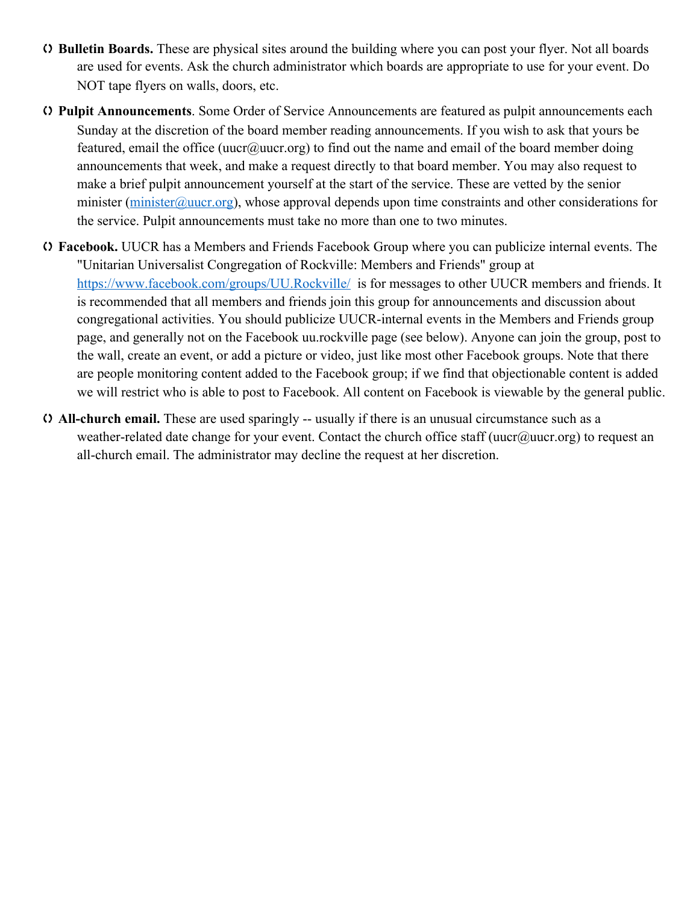- **Bulletin Boards.** These are physical sites around the building where you can post your flyer. Not all boards are used for events. Ask the church administrator which boards are appropriate to use for your event. Do NOT tape flyers on walls, doors, etc.
- **Pulpit Announcements**. Some Order of Service Announcements are featured as pulpit announcements each Sunday at the discretion of the board member reading announcements. If you wish to ask that yours be featured, email the office (uucr@uucr.org) to find out the name and email of the board member doing announcements that week, and make a request directly to that board member. You may also request to make a brief pulpit announcement yourself at the start of the service. These are vetted by the senior minister (minister@uucr.org), whose approval depends upon time constraints and other considerations for the service. Pulpit announcements must take no more than one to two minutes.
- **Facebook.** UUCR has a Members and Friends Facebook Group where you can publicize internal events. The "Unitarian Universalist Congregation of Rockville: Members and Friends" group at https://www.facebook.com/groups/UU.Rockville/ is for messages to other UUCR members and friends. It is recommended that all members and friends join this group for announcements and discussion about congregational activities. You should publicize UUCR-internal events in the Members and Friends group page, and generally not on the Facebook uu.rockville page (see below). Anyone can join the group, post to the wall, create an event, or add a picture or video, just like most other Facebook groups. Note that there are people monitoring content added to the Facebook group; if we find that objectionable content is added we will restrict who is able to post to Facebook. All content on Facebook is viewable by the general public.
- **All-church email.** These are used sparingly -- usually if there is an unusual circumstance such as a weather-related date change for your event. Contact the church office staff (uucr@uucr.org) to request an all-church email. The administrator may decline the request at her discretion.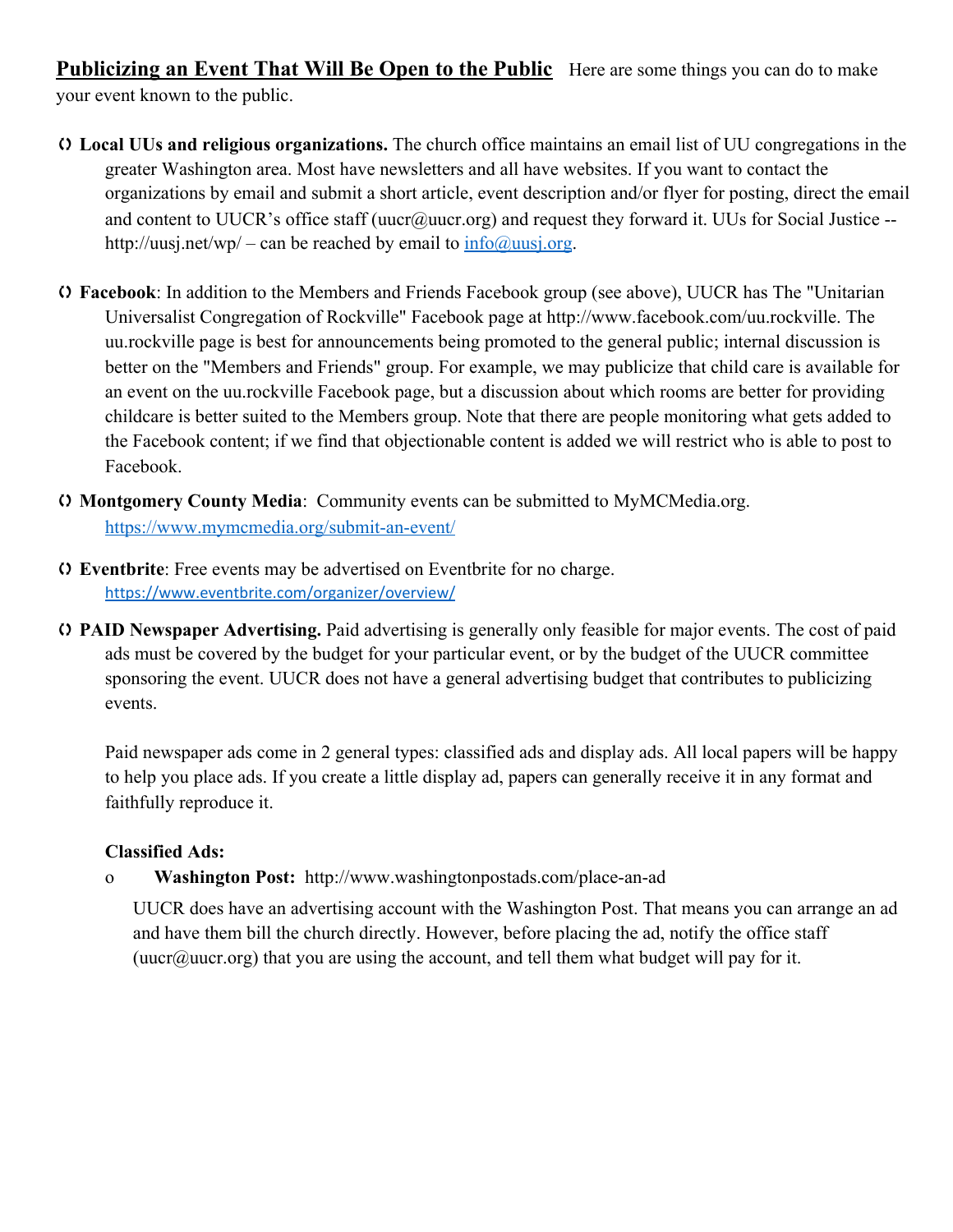**<u>Publicizing an Event That Will Be Open to the Public</u>** Here are some things you can do to make your event known to the public.

- **Local UUs and religious organizations.** The church office maintains an email list of UU congregations in the greater Washington area. Most have newsletters and all have websites. If you want to contact the organizations by email and submit a short article, event description and/or flyer for posting, direct the email and content to UUCR's office staff (uucr@uucr.org) and request they forward it. UUs for Social Justice -- http://uusj.net/wp/ – can be reached by email to [info@uusj.org](mailto:info@uusj.org).

- **Facebook**: In addition to the Members and Friends Facebook group (see above), UUCR has The "Unitarian Universalist Congregation of Rockville" Facebook page at http://www.facebook.com/uu.rockville. The uu.rockville page is best for announcements being promoted to the general public; internal discussion is better on the "Members and Friends" group. For example, we may publicize that child care is available for an event on the uu.rockville Facebook page, but a discussion about which rooms are better for providing childcare is better suited to the Members group. Note that there are people monitoring what gets added to the Facebook content; if we find that objectionable content is added we will restrict who is able to post to Facebook.

- **Montgomery County Media**: Community events can be submitted to MyMCMedia.org. [https://www.mymcmedia.org/submit-an-event/](https://www.mymcmedia.org/submit-an-event/)

- **Eventbrite**: Free events may be advertised on Eventbrite for no charge. [https://www.eventbrite.com/organizer/overview/](https://www.eventbrite.com/organizer/overview/)

- **PAID Newspaper Advertising.** Paid advertising is generally only feasible for major events. The cost of paid ads must be covered by the budget for your particular event, or by the budget of the UUCR committee sponsoring the event. UUCR does not have a general advertising budget that contributes to publicizing events.

  Paid newspaper ads come in 2 general types: classified ads and display ads. All local papers will be happy to help you place ads. If you create a little display ad, papers can generally receive it in any format and faithfully reproduce it.

  **Classified Ads:**

  - **Washington Post:** http://www.washingtonpostads.com/place-an-ad

    UUCR does have an advertising account with the Washington Post. That means you can arrange an ad and have them bill the church directly. However, before placing the ad, notify the office staff (uucr@uucr.org) that you are using the account, and tell them what budget will pay for it.